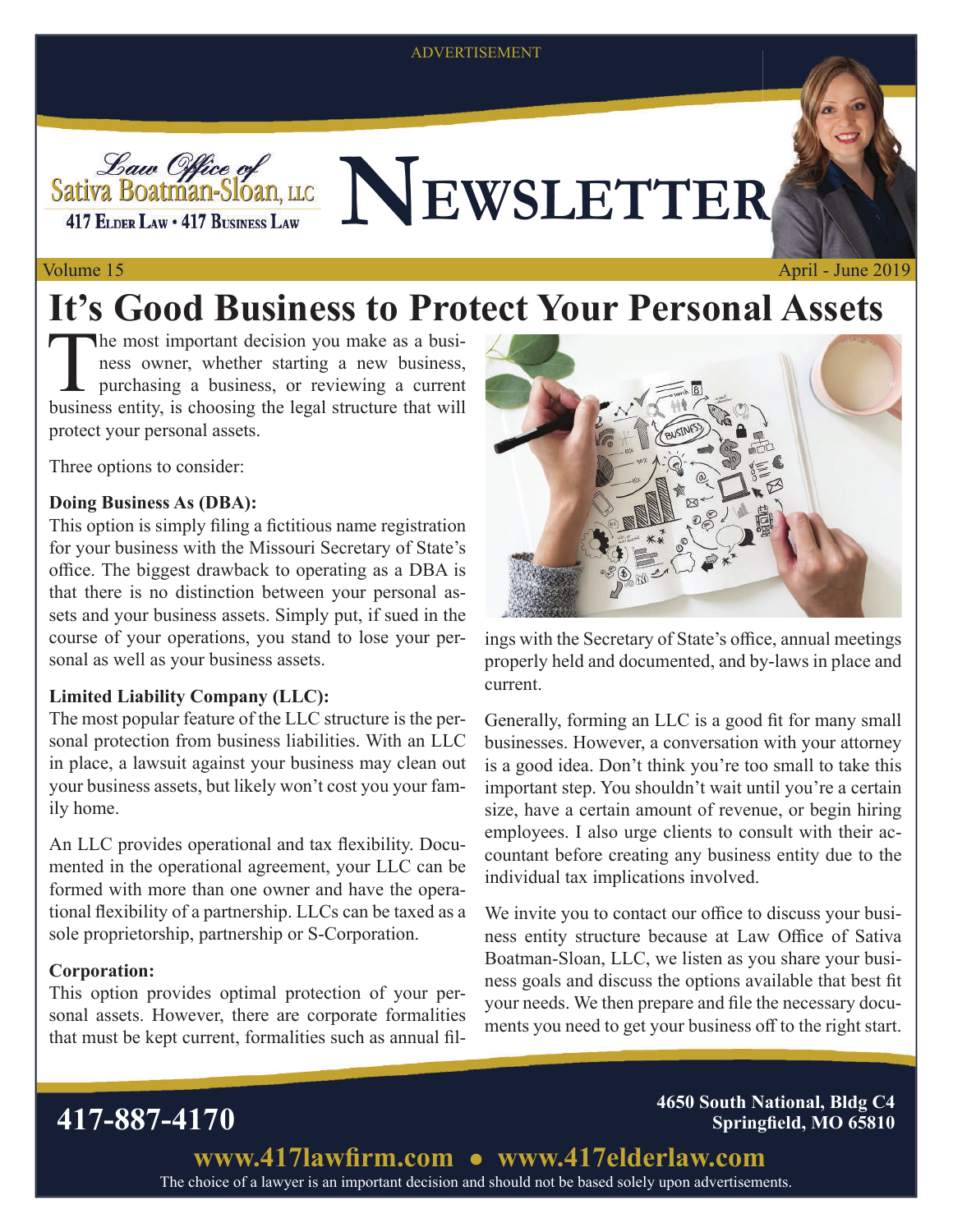ADVERTISEMENT

Law Office of Sativa Boatman-Sloan, LLC

417 Elder Law • 417 Business Law

# Newsletter

Volume 15 April - June 2019

# It's Good Business to Protect Your Personal Assets

The most important decision you make as a business owner, whether starting a new business, purchasing a business, or reviewing a current business entity, is choosing the legal structure that will protect your personal assets.

Three options to consider:

**Doing Business As (DBA):**
This option is simply filing a fictitious name registration for your business with the Missouri Secretary of State's office. The biggest drawback to operating as a DBA is that there is no distinction between your personal assets and your business assets. Simply put, if sued in the course of your operations, you stand to lose your personal as well as your business assets.

**Limited Liability Company (LLC):**
The most popular feature of the LLC structure is the personal protection from business liabilities. With an LLC in place, a lawsuit against your business may clean out your business assets, but likely won't cost you your family home.

An LLC provides operational and tax flexibility. Documented in the operational agreement, your LLC can be formed with more than one owner and have the operational flexibility of a partnership. LLCs can be taxed as a sole proprietorship, partnership or S-Corporation.

**Corporation:**
This option provides optimal protection of your personal assets. However, there are corporate formalities that must be kept current, formalities such as annual filings with the Secretary of State's office, annual meetings properly held and documented, and by-laws in place and current.

Generally, forming an LLC is a good fit for many small businesses. However, a conversation with your attorney is a good idea. Don't think you're too small to take this important step. You shouldn't wait until you're a certain size, have a certain amount of revenue, or begin hiring employees. I also urge clients to consult with their accountant before creating any business entity due to the individual tax implications involved.

We invite you to contact our office to discuss your business entity structure because at Law Office of Sativa Boatman-Sloan, LLC, we listen as you share your business goals and discuss the options available that best fit your needs. We then prepare and file the necessary documents you need to get your business off to the right start.

**417-887-4170**

**4650 South National, Bldg C4**
**Springfield, MO 65810**

**www.417lawfirm.com • www.417elderlaw.com**

The choice of a lawyer is an important decision and should not be based solely upon advertisements.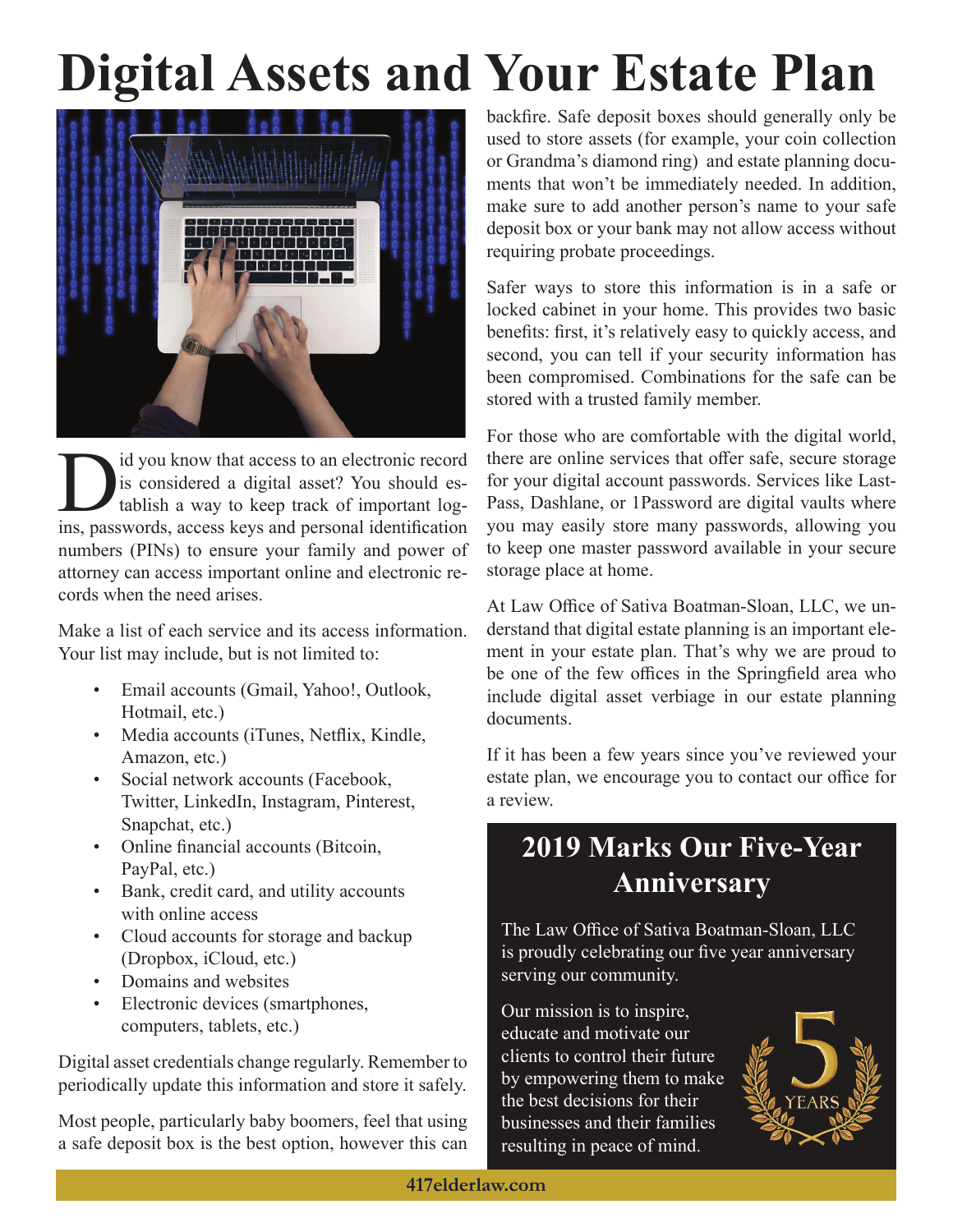# Digital Assets and Your Estate Plan

Did you know that access to an electronic record is considered a digital asset? You should establish a way to keep track of important logins, passwords, access keys and personal identification numbers (PINs) to ensure your family and power of attorney can access important online and electronic records when the need arises.

Make a list of each service and its access information. Your list may include, but is not limited to:

- Email accounts (Gmail, Yahoo!, Outlook, Hotmail, etc.)
- Media accounts (iTunes, Netflix, Kindle, Amazon, etc.)
- Social network accounts (Facebook, Twitter, LinkedIn, Instagram, Pinterest, Snapchat, etc.)
- Online financial accounts (Bitcoin, PayPal, etc.)
- Bank, credit card, and utility accounts with online access
- Cloud accounts for storage and backup (Dropbox, iCloud, etc.)
- Domains and websites
- Electronic devices (smartphones, computers, tablets, etc.)

Digital asset credentials change regularly. Remember to periodically update this information and store it safely.

Most people, particularly baby boomers, feel that using a safe deposit box is the best option, however this can backfire. Safe deposit boxes should generally only be used to store assets (for example, your coin collection or Grandma's diamond ring) and estate planning documents that won't be immediately needed. In addition, make sure to add another person's name to your safe deposit box or your bank may not allow access without requiring probate proceedings.

Safer ways to store this information is in a safe or locked cabinet in your home. This provides two basic benefits: first, it's relatively easy to quickly access, and second, you can tell if your security information has been compromised. Combinations for the safe can be stored with a trusted family member.

For those who are comfortable with the digital world, there are online services that offer safe, secure storage for your digital account passwords. Services like LastPass, Dashlane, or 1Password are digital vaults where you may easily store many passwords, allowing you to keep one master password available in your secure storage place at home.

At Law Office of Sativa Boatman-Sloan, LLC, we understand that digital estate planning is an important element in your estate plan. That's why we are proud to be one of the few offices in the Springfield area who include digital asset verbiage in our estate planning documents.

If it has been a few years since you've reviewed your estate plan, we encourage you to contact our office for a review.

## 2019 Marks Our Five-Year Anniversary

The Law Office of Sativa Boatman-Sloan, LLC is proudly celebrating our five year anniversary serving our community.

Our mission is to inspire, educate and motivate our clients to control their future by empowering them to make the best decisions for their businesses and their families resulting in peace of mind.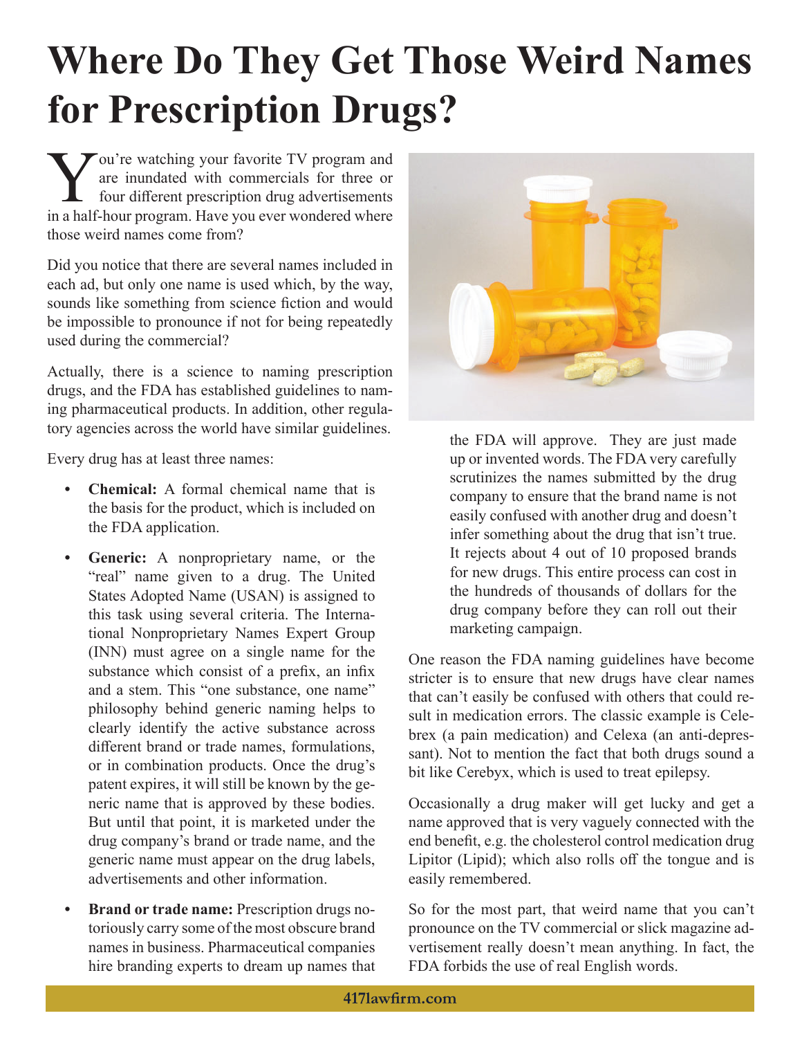# Where Do They Get Those Weird Names for Prescription Drugs?

You're watching your favorite TV program and are inundated with commercials for three or four different prescription drug advertisements in a half-hour program. Have you ever wondered where those weird names come from?

Did you notice that there are several names included in each ad, but only one name is used which, by the way, sounds like something from science fiction and would be impossible to pronounce if not for being repeatedly used during the commercial?

Actually, there is a science to naming prescription drugs, and the FDA has established guidelines to naming pharmaceutical products. In addition, other regulatory agencies across the world have similar guidelines.

Every drug has at least three names:

- **Chemical:** A formal chemical name that is the basis for the product, which is included on the FDA application.
- **Generic:** A nonproprietary name, or the "real" name given to a drug. The United States Adopted Name (USAN) is assigned to this task using several criteria. The International Nonproprietary Names Expert Group (INN) must agree on a single name for the substance which consist of a prefix, an infix and a stem. This "one substance, one name" philosophy behind generic naming helps to clearly identify the active substance across different brand or trade names, formulations, or in combination products. Once the drug's patent expires, it will still be known by the generic name that is approved by these bodies. But until that point, it is marketed under the drug company's brand or trade name, and the generic name must appear on the drug labels, advertisements and other information.
- **Brand or trade name:** Prescription drugs notoriously carry some of the most obscure brand names in business. Pharmaceutical companies hire branding experts to dream up names that the FDA will approve. They are just made up or invented words. The FDA very carefully scrutinizes the names submitted by the drug company to ensure that the brand name is not easily confused with another drug and doesn't infer something about the drug that isn't true. It rejects about 4 out of 10 proposed brands for new drugs. This entire process can cost in the hundreds of thousands of dollars for the drug company before they can roll out their marketing campaign.

One reason the FDA naming guidelines have become stricter is to ensure that new drugs have clear names that can't easily be confused with others that could result in medication errors. The classic example is Celebrex (a pain medication) and Celexa (an anti-depressant). Not to mention the fact that both drugs sound a bit like Cerebyx, which is used to treat epilepsy.

Occasionally a drug maker will get lucky and get a name approved that is very vaguely connected with the end benefit, e.g. the cholesterol control medication drug Lipitor (Lipid); which also rolls off the tongue and is easily remembered.

So for the most part, that weird name that you can't pronounce on the TV commercial or slick magazine advertisement really doesn't mean anything. In fact, the FDA forbids the use of real English words.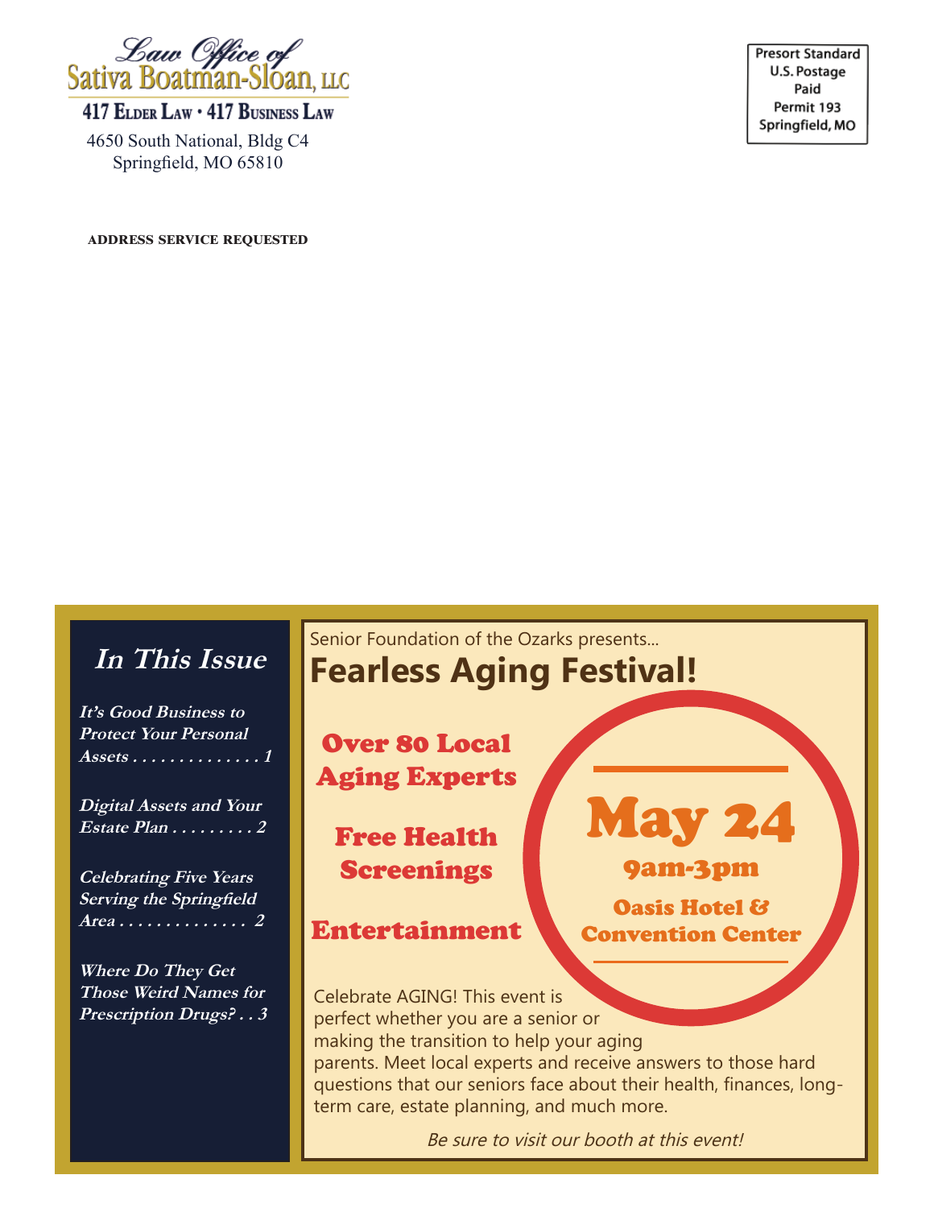Law Office of Sativa Boatman-Sloan, LLC

417 ELDER LAW • 417 BUSINESS LAW

4650 South National, Bldg C4
Springfield, MO 65810

Presort Standard
U.S. Postage
Paid
Permit 193
Springfield, MO

**ADDRESS SERVICE REQUESTED**

## In This Issue

***It's Good Business to Protect Your Personal Assets . . . . . . . . . . . . . . 1***

***Digital Assets and Your Estate Plan . . . . . . . . . 2***

***Celebrating Five Years Serving the Springfield Area . . . . . . . . . . . . . . 2***

***Where Do They Get Those Weird Names for Prescription Drugs? . . . 3***

Senior Foundation of the Ozarks presents...

# Fearless Aging Festival!

**Over 80 Local Aging Experts**

**Free Health Screenings**

**Entertainment**

**May 24**

**9am-3pm**

**Oasis Hotel & Convention Center**

Celebrate AGING! This event is perfect whether you are a senior or making the transition to help your aging parents. Meet local experts and receive answers to those hard questions that our seniors face about their health, finances, long-term care, estate planning, and much more.

*Be sure to visit our booth at this event!*